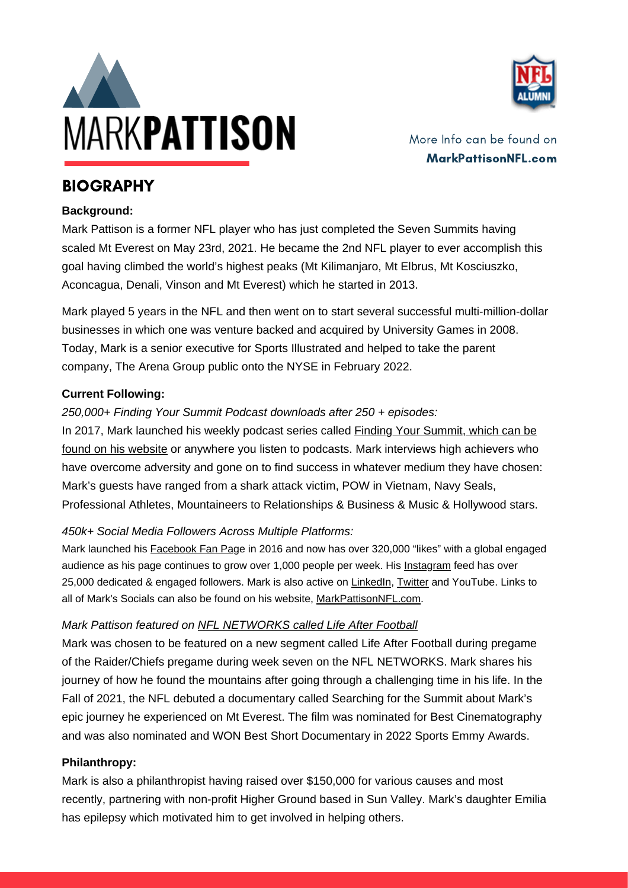# MARK**PATTISON**

More Info can be found on **MarkPattisonNFL.com**

## BIOGRAPHY

**Background:**

Mark Pattison is a former NFL player who has just completed the Seven Summits having scaled Mt Everest on May 23rd, 2021. He became the 2nd NFL player to ever accomplish this goal having climbed the world's highest peaks (Mt Kilimanjaro, Mt Elbrus, Mt Kosciuszko, Aconcagua, Denali, Vinson and Mt Everest) which he started in 2013.

Mark played 5 years in the NFL and then went on to start several successful multi-million-dollar businesses in which one was venture backed and acquired by University Games in 2008. Today, Mark is a senior executive for Sports Illustrated and helped to take the parent company, The Arena Group public onto the NYSE in February 2022.

**Current Following:**

*250,000+ Finding Your Summit Podcast downloads after 250 + episodes:*

In 2017, Mark launched his weekly podcast series called Finding Your Summit, which can be found on his website or anywhere you listen to podcasts. Mark interviews high achievers who have overcome adversity and gone on to find success in whatever medium they have chosen: Mark's guests have ranged from a shark attack victim, POW in Vietnam, Navy Seals, Professional Athletes, Mountaineers to Relationships & Business & Music & Hollywood stars.

*450k+ Social Media Followers Across Multiple Platforms:*

Mark launched his Facebook Fan Page in 2016 and now has over 320,000 "likes" with a global engaged audience as his page continues to grow over 1,000 people per week. His Instagram feed has over 25,000 dedicated & engaged followers. Mark is also active on LinkedIn, Twitter and YouTube. Links to all of Mark's Socials can also be found on his website, MarkPattisonNFL.com.

*Mark Pattison featured on NFL NETWORKS called Life After Football*

Mark was chosen to be featured on a new segment called Life After Football during pregame of the Raider/Chiefs pregame during week seven on the NFL NETWORKS. Mark shares his journey of how he found the mountains after going through a challenging time in his life. In the Fall of 2021, the NFL debuted a documentary called Searching for the Summit about Mark's epic journey he experienced on Mt Everest. The film was nominated for Best Cinematography and was also nominated and WON Best Short Documentary in 2022 Sports Emmy Awards.

**Philanthropy:**

Mark is also a philanthropist having raised over $150,000 for various causes and most recently, partnering with non-profit Higher Ground based in Sun Valley. Mark's daughter Emilia has epilepsy which motivated him to get involved in helping others.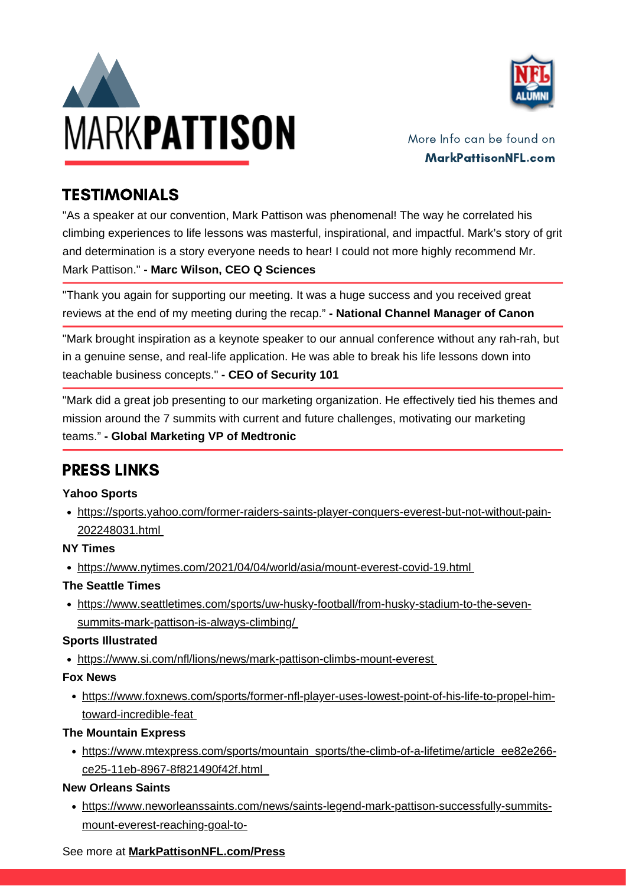# MARKPATTISON

More Info can be found on
**MarkPattisonNFL.com**

## TESTIMONIALS

"As a speaker at our convention, Mark Pattison was phenomenal! The way he correlated his climbing experiences to life lessons was masterful, inspirational, and impactful. Mark's story of grit and determination is a story everyone needs to hear! I could not more highly recommend Mr. Mark Pattison." **- Marc Wilson, CEO Q Sciences**

"Thank you again for supporting our meeting. It was a huge success and you received great reviews at the end of my meeting during the recap." **- National Channel Manager of Canon**

"Mark brought inspiration as a keynote speaker to our annual conference without any rah-rah, but in a genuine sense, and real-life application. He was able to break his life lessons down into teachable business concepts." **- CEO of Security 101**

"Mark did a great job presenting to our marketing organization. He effectively tied his themes and mission around the 7 summits with current and future challenges, motivating our marketing teams." **- Global Marketing VP of Medtronic**

## PRESS LINKS

**Yahoo Sports**

- https://sports.yahoo.com/former-raiders-saints-player-conquers-everest-but-not-without-pain-202248031.html

**NY Times**

- https://www.nytimes.com/2021/04/04/world/asia/mount-everest-covid-19.html

**The Seattle Times**

- https://www.seattletimes.com/sports/uw-husky-football/from-husky-stadium-to-the-seven-summits-mark-pattison-is-always-climbing/

**Sports Illustrated**

- https://www.si.com/nfl/lions/news/mark-pattison-climbs-mount-everest

**Fox News**

- https://www.foxnews.com/sports/former-nfl-player-uses-lowest-point-of-his-life-to-propel-him-toward-incredible-feat

**The Mountain Express**

- https://www.mtexpress.com/sports/mountain_sports/the-climb-of-a-lifetime/article_ee82e266-ce25-11eb-8967-8f821490f42f.html

**New Orleans Saints**

- https://www.neworleanssaints.com/news/saints-legend-mark-pattison-successfully-summits-mount-everest-reaching-goal-to-

See more at **MarkPattisonNFL.com/Press**